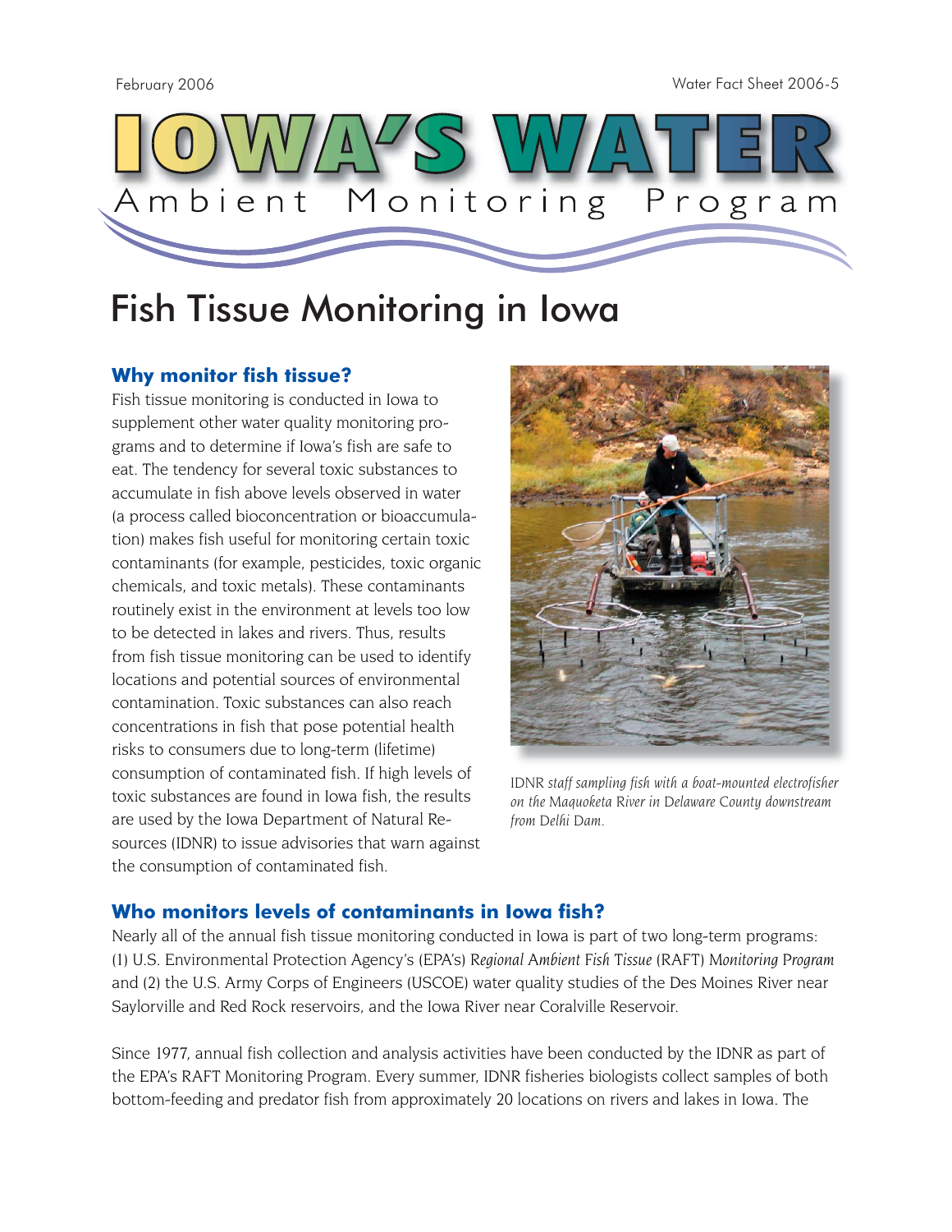February 2006 Water Fact Sheet 2006-5

# IOWA'S WATER

Ambient Monitoring Program

# Fish Tissue Monitoring in Iowa

## Why monitor fish tissue?

Fish tissue monitoring is conducted in Iowa to supplement other water quality monitoring programs and to determine if Iowa's fish are safe to eat. The tendency for several toxic substances to accumulate in fish above levels observed in water (a process called bioconcentration or bioaccumulation) makes fish useful for monitoring certain toxic contaminants (for example, pesticides, toxic organic chemicals, and toxic metals). These contaminants routinely exist in the environment at levels too low to be detected in lakes and rivers. Thus, results from fish tissue monitoring can be used to identify locations and potential sources of environmental contamination. Toxic substances can also reach concentrations in fish that pose potential health risks to consumers due to long-term (lifetime) consumption of contaminated fish. If high levels of toxic substances are found in Iowa fish, the results are used by the Iowa Department of Natural Resources (IDNR) to issue advisories that warn against the consumption of contaminated fish.

IDNR *staff sampling fish with a boat-mounted electrofisher on the Maquoketa River in Delaware County downstream from Delhi Dam.*

## Who monitors levels of contaminants in Iowa fish?

Nearly all of the annual fish tissue monitoring conducted in Iowa is part of two long-term programs: (1) U.S. Environmental Protection Agency's (EPA's) *Regional Ambient Fish Tissue* (RAFT) *Monitoring Program* and (2) the U.S. Army Corps of Engineers (USCOE) water quality studies of the Des Moines River near Saylorville and Red Rock reservoirs, and the Iowa River near Coralville Reservoir.

Since 1977, annual fish collection and analysis activities have been conducted by the IDNR as part of the EPA's RAFT Monitoring Program. Every summer, IDNR fisheries biologists collect samples of both bottom-feeding and predator fish from approximately 20 locations on rivers and lakes in Iowa. The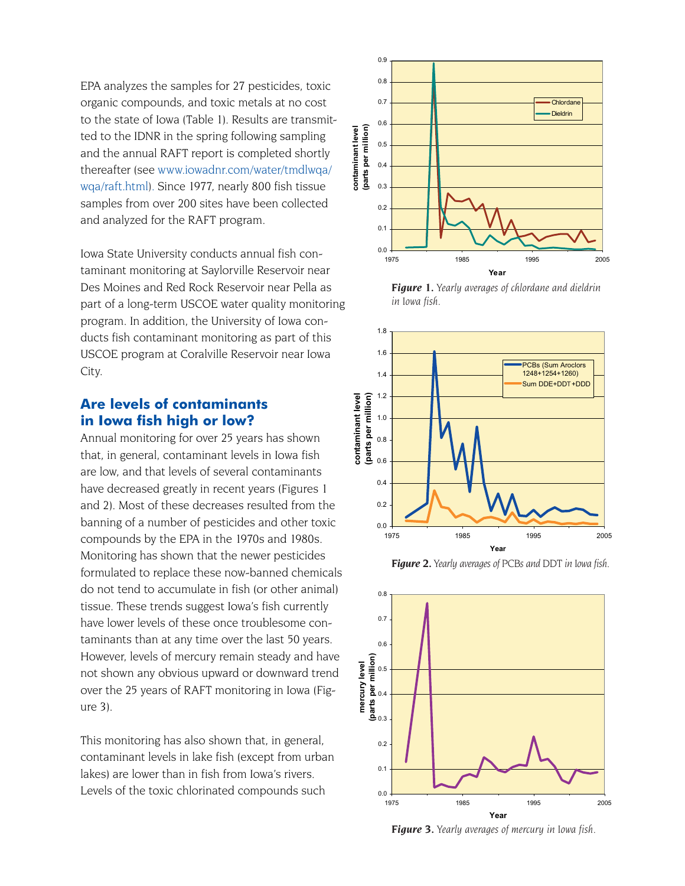EPA analyzes the samples for 27 pesticides, toxic organic compounds, and toxic metals at no cost to the state of Iowa (Table 1). Results are transmitted to the IDNR in the spring following sampling and the annual RAFT report is completed shortly thereafter (see www.iowadnr.com/water/tmdlwqa/wqa/raft.html). Since 1977, nearly 800 fish tissue samples from over 200 sites have been collected and analyzed for the RAFT program.

Iowa State University conducts annual fish contaminant monitoring at Saylorville Reservoir near Des Moines and Red Rock Reservoir near Pella as part of a long-term USCOE water quality monitoring program. In addition, the University of Iowa conducts fish contaminant monitoring as part of this USCOE program at Coralville Reservoir near Iowa City.

## Are levels of contaminants in Iowa fish high or low?

Annual monitoring for over 25 years has shown that, in general, contaminant levels in Iowa fish are low, and that levels of several contaminants have decreased greatly in recent years (Figures 1 and 2). Most of these decreases resulted from the banning of a number of pesticides and other toxic compounds by the EPA in the 1970s and 1980s. Monitoring has shown that the newer pesticides formulated to replace these now-banned chemicals do not tend to accumulate in fish (or other animal) tissue. These trends suggest Iowa's fish currently have lower levels of these once troublesome contaminants than at any time over the last 50 years. However, levels of mercury remain steady and have not shown any obvious upward or downward trend over the 25 years of RAFT monitoring in Iowa (Figure 3).

This monitoring has also shown that, in general, contaminant levels in lake fish (except from urban lakes) are lower than in fish from Iowa's rivers. Levels of the toxic chlorinated compounds such

**Figure 1.** *Yearly averages of chlordane and dieldrin in Iowa fish.*

**Figure 2.** *Yearly averages of PCBs and DDT in Iowa fish.*

**Figure 3.** *Yearly averages of mercury in Iowa fish.*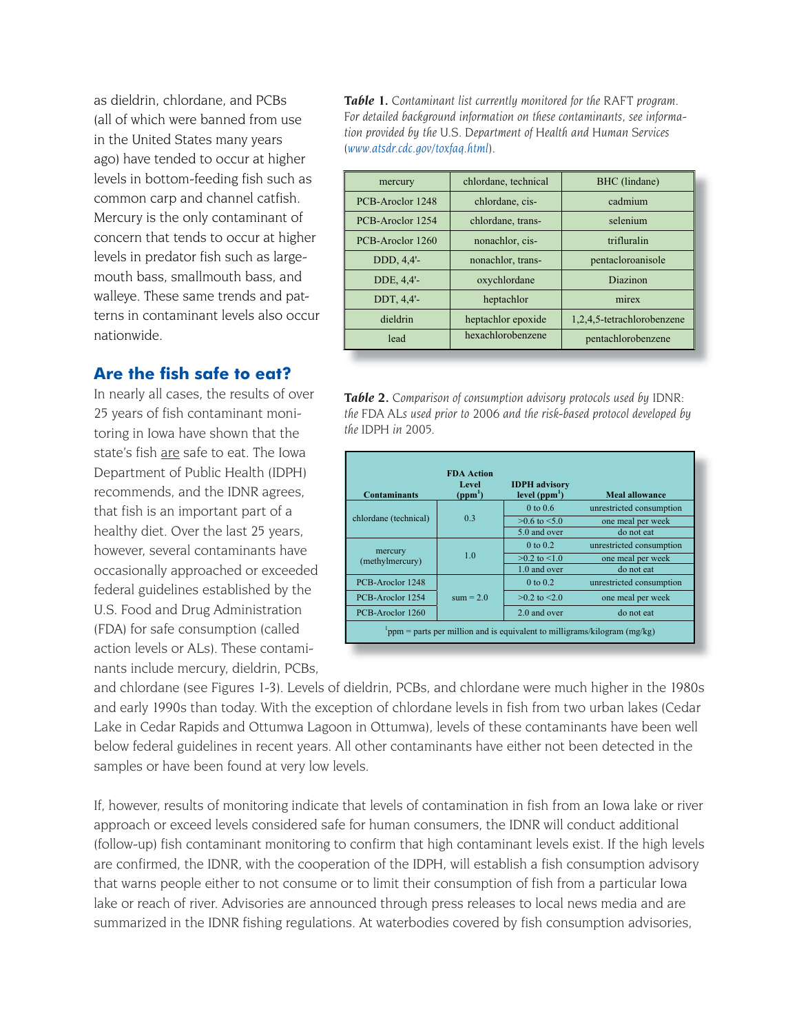as dieldrin, chlordane, and PCBs (all of which were banned from use in the United States many years ago) have tended to occur at higher levels in bottom-feeding fish such as common carp and channel catfish. Mercury is the only contaminant of concern that tends to occur at higher levels in predator fish such as largemouth bass, smallmouth bass, and walleye. These same trends and patterns in contaminant levels also occur nationwide.

**Table 1.** *Contaminant list currently monitored for the RAFT program. For detailed background information on these contaminants, see information provided by the U.S. Department of Health and Human Services (www.atsdr.cdc.gov/toxfaq.html).*

| | | |
|---|---|---|
| mercury | chlordane, technical | BHC (lindane) |
| PCB-Aroclor 1248 | chlordane, cis- | cadmium |
| PCB-Aroclor 1254 | chlordane, trans- | selenium |
| PCB-Aroclor 1260 | nonachlor, cis- | trifluralin |
| DDD, 4,4'- | nonachlor, trans- | pentacloroanisole |
| DDE, 4,4'- | oxychlordane | Diazinon |
| DDT, 4,4'- | heptachlor | mirex |
| dieldrin | heptachlor epoxide | 1,2,4,5-tetrachlorobenzene |
| lead | hexachlorobenzene | pentachlorobenzene |

## Are the fish safe to eat?

In nearly all cases, the results of over 25 years of fish contaminant monitoring in Iowa have shown that the state's fish are safe to eat. The Iowa Department of Public Health (IDPH) recommends, and the IDNR agrees, that fish is an important part of a healthy diet. Over the last 25 years, however, several contaminants have occasionally approached or exceeded federal guidelines established by the U.S. Food and Drug Administration (FDA) for safe consumption (called action levels or ALs). These contaminants include mercury, dieldrin, PCBs, and chlordane (see Figures 1-3). Levels of dieldrin, PCBs, and chlordane were much higher in the 1980s and early 1990s than today. With the exception of chlordane levels in fish from two urban lakes (Cedar Lake in Cedar Rapids and Ottumwa Lagoon in Ottumwa), levels of these contaminants have been well below federal guidelines in recent years. All other contaminants have either not been detected in the samples or have been found at very low levels.

**Table 2.** *Comparison of consumption advisory protocols used by IDNR: the FDA ALs used prior to 2006 and the risk-based protocol developed by the IDPH in 2005.*

| Contaminants | FDA Action Level (ppm[1]) | IDPH advisory level (ppm[1]) | Meal allowance |
|---|---|---|---|
| chlordane (technical) | 0.3 | 0 to 0.6 | unrestricted consumption |
| | | >0.6 to <5.0 | one meal per week |
| | | 5.0 and over | do not eat |
| mercury (methylmercury) | 1.0 | 0 to 0.2 | unrestricted consumption |
| | | >0.2 to <1.0 | one meal per week |
| | | 1.0 and over | do not eat |
| PCB-Aroclor 1248 | sum = 2.0 | 0 to 0.2 | unrestricted consumption |
| PCB-Aroclor 1254 | | >0.2 to <2.0 | one meal per week |
| PCB-Aroclor 1260 | | 2.0 and over | do not eat |

[1]ppm = parts per million and is equivalent to milligrams/kilogram (mg/kg)

If, however, results of monitoring indicate that levels of contamination in fish from an Iowa lake or river approach or exceed levels considered safe for human consumers, the IDNR will conduct additional (follow-up) fish contaminant monitoring to confirm that high contaminant levels exist. If the high levels are confirmed, the IDNR, with the cooperation of the IDPH, will establish a fish consumption advisory that warns people either to not consume or to limit their consumption of fish from a particular Iowa lake or reach of river. Advisories are announced through press releases to local news media and are summarized in the IDNR fishing regulations. At waterbodies covered by fish consumption advisories,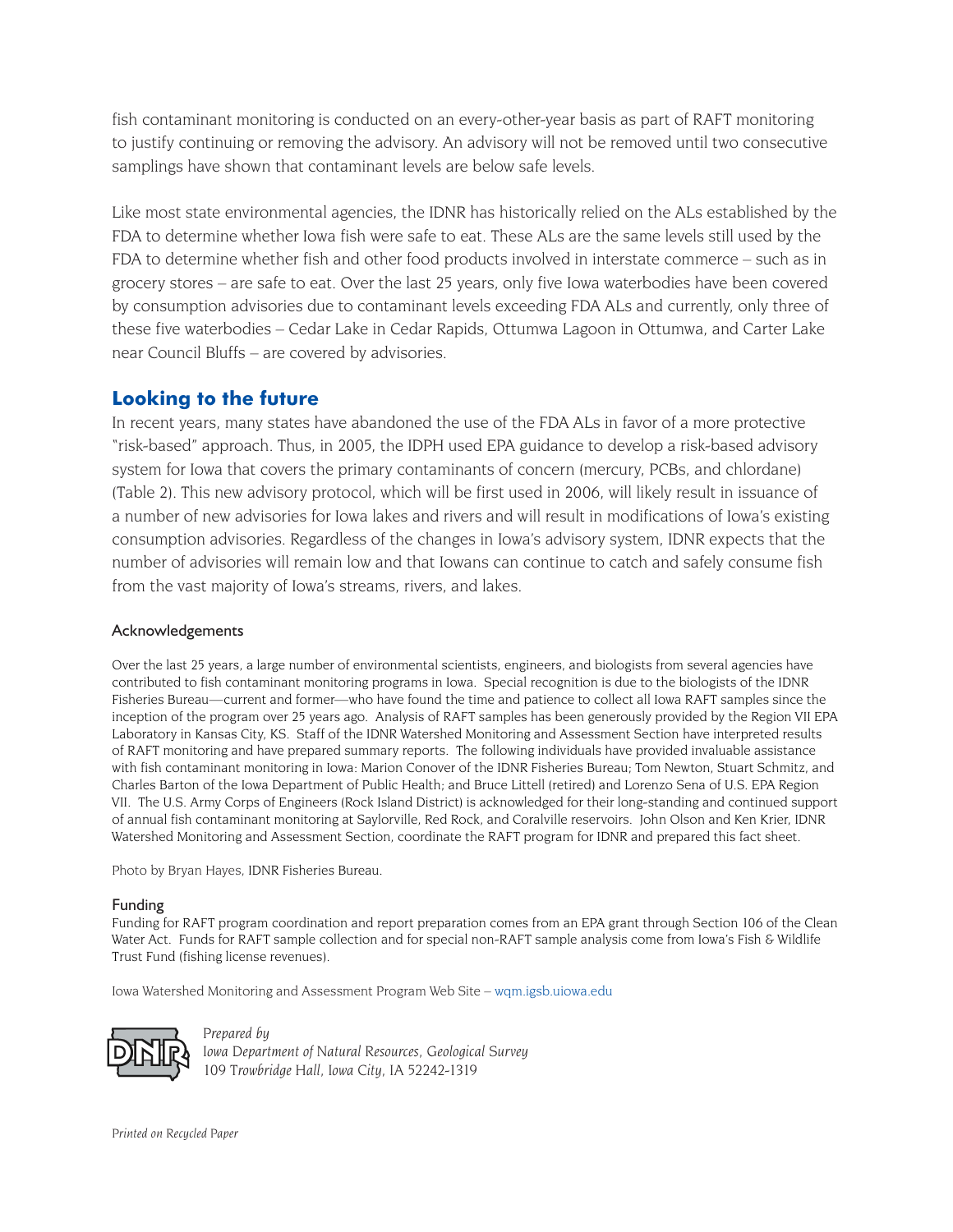fish contaminant monitoring is conducted on an every-other-year basis as part of RAFT monitoring to justify continuing or removing the advisory. An advisory will not be removed until two consecutive samplings have shown that contaminant levels are below safe levels.

Like most state environmental agencies, the IDNR has historically relied on the ALs established by the FDA to determine whether Iowa fish were safe to eat. These ALs are the same levels still used by the FDA to determine whether fish and other food products involved in interstate commerce – such as in grocery stores – are safe to eat. Over the last 25 years, only five Iowa waterbodies have been covered by consumption advisories due to contaminant levels exceeding FDA ALs and currently, only three of these five waterbodies – Cedar Lake in Cedar Rapids, Ottumwa Lagoon in Ottumwa, and Carter Lake near Council Bluffs – are covered by advisories.

## Looking to the future

In recent years, many states have abandoned the use of the FDA ALs in favor of a more protective "risk-based" approach. Thus, in 2005, the IDPH used EPA guidance to develop a risk-based advisory system for Iowa that covers the primary contaminants of concern (mercury, PCBs, and chlordane) (Table 2). This new advisory protocol, which will be first used in 2006, will likely result in issuance of a number of new advisories for Iowa lakes and rivers and will result in modifications of Iowa's existing consumption advisories. Regardless of the changes in Iowa's advisory system, IDNR expects that the number of advisories will remain low and that Iowans can continue to catch and safely consume fish from the vast majority of Iowa's streams, rivers, and lakes.

### Acknowledgements

Over the last 25 years, a large number of environmental scientists, engineers, and biologists from several agencies have contributed to fish contaminant monitoring programs in Iowa. Special recognition is due to the biologists of the IDNR Fisheries Bureau—current and former—who have found the time and patience to collect all Iowa RAFT samples since the inception of the program over 25 years ago. Analysis of RAFT samples has been generously provided by the Region VII EPA Laboratory in Kansas City, KS. Staff of the IDNR Watershed Monitoring and Assessment Section have interpreted results of RAFT monitoring and have prepared summary reports. The following individuals have provided invaluable assistance with fish contaminant monitoring in Iowa: Marion Conover of the IDNR Fisheries Bureau; Tom Newton, Stuart Schmitz, and Charles Barton of the Iowa Department of Public Health; and Bruce Littell (retired) and Lorenzo Sena of U.S. EPA Region VII. The U.S. Army Corps of Engineers (Rock Island District) is acknowledged for their long-standing and continued support of annual fish contaminant monitoring at Saylorville, Red Rock, and Coralville reservoirs. John Olson and Ken Krier, IDNR Watershed Monitoring and Assessment Section, coordinate the RAFT program for IDNR and prepared this fact sheet.

Photo by Bryan Hayes, IDNR Fisheries Bureau.

### Funding

Funding for RAFT program coordination and report preparation comes from an EPA grant through Section 106 of the Clean Water Act. Funds for RAFT sample collection and for special non-RAFT sample analysis come from Iowa's Fish & Wildlife Trust Fund (fishing license revenues).

Iowa Watershed Monitoring and Assessment Program Web Site – wqm.igsb.uiowa.edu

*Prepared by*
*Iowa Department of Natural Resources, Geological Survey*
*109 Trowbridge Hall, Iowa City, IA 52242-1319*

*Printed on Recycled Paper*